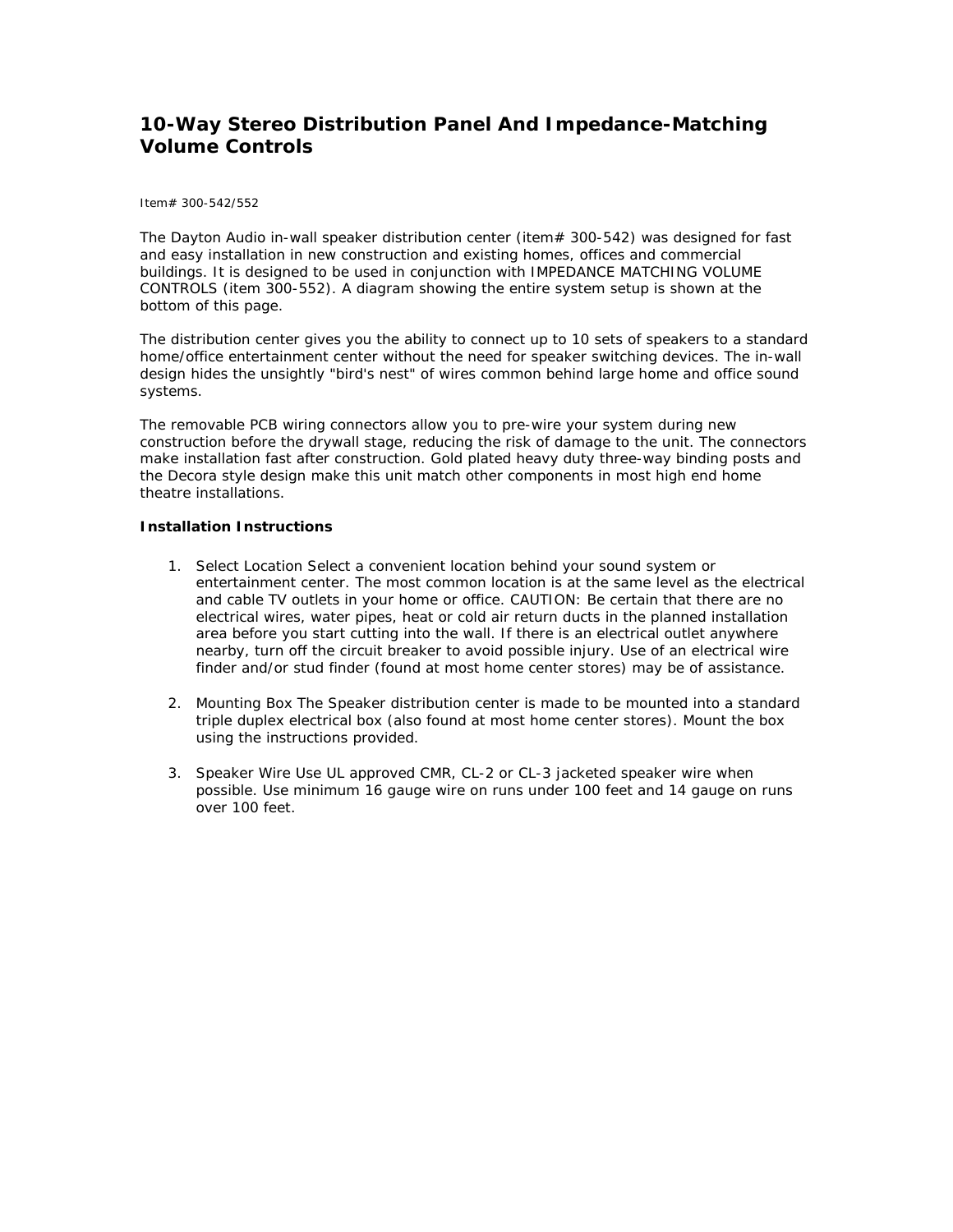# 10-Way Stereo Distribution Panel And Impedance-Matching Volume Controls

Item# 300-542/552

The Dayton Audio in-wall speaker distribution center (item# 300-542) was designed for fast and easy installation in new construction and existing homes, offices and commercial buildings. It is designed to be used in conjunction with IMPEDANCE MATCHING VOLUME CONTROLS (item 300-552). A diagram showing the entire system setup is shown at the bottom of this page.

The distribution center gives you the ability to connect up to 10 sets of speakers to a standard home/office entertainment center without the need for speaker switching devices. The in-wall design hides the unsightly "bird's nest" of wires common behind large home and office sound systems.

The removable PCB wiring connectors allow you to pre-wire your system during new construction before the drywall stage, reducing the risk of damage to the unit. The connectors make installation fast after construction. Gold plated heavy duty three-way binding posts and the Decora style design make this unit match other components in most high end home theatre installations.

**Installation Instructions**

1. Select Location Select a convenient location behind your sound system or entertainment center. The most common location is at the same level as the electrical and cable TV outlets in your home or office. CAUTION: Be certain that there are no electrical wires, water pipes, heat or cold air return ducts in the planned installation area before you start cutting into the wall. If there is an electrical outlet anywhere nearby, turn off the circuit breaker to avoid possible injury. Use of an electrical wire finder and/or stud finder (found at most home center stores) may be of assistance.

2. Mounting Box The Speaker distribution center is made to be mounted into a standard triple duplex electrical box (also found at most home center stores). Mount the box using the instructions provided.

3. Speaker Wire Use UL approved CMR, CL-2 or CL-3 jacketed speaker wire when possible. Use minimum 16 gauge wire on runs under 100 feet and 14 gauge on runs over 100 feet.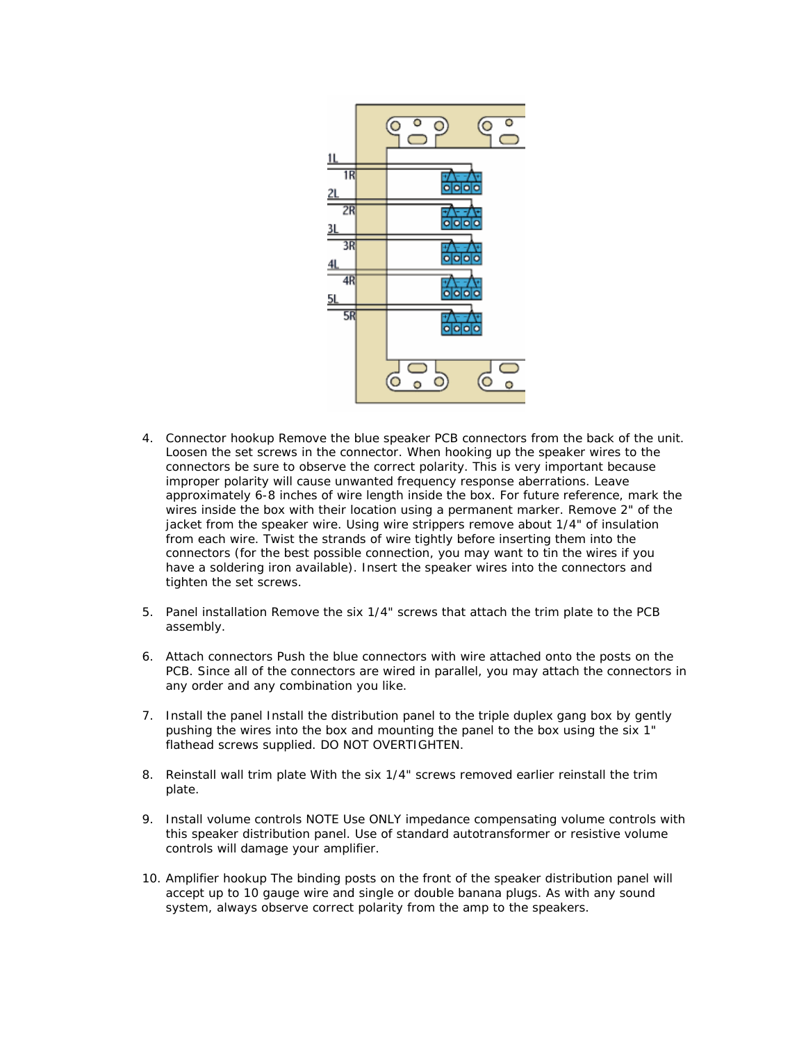4. Connector hookup Remove the blue speaker PCB connectors from the back of the unit. Loosen the set screws in the connector. When hooking up the speaker wires to the connectors be sure to observe the correct polarity. This is very important because improper polarity will cause unwanted frequency response aberrations. Leave approximately 6-8 inches of wire length inside the box. For future reference, mark the wires inside the box with their location using a permanent marker. Remove 2" of the jacket from the speaker wire. Using wire strippers remove about 1/4" of insulation from each wire. Twist the strands of wire tightly before inserting them into the connectors (for the best possible connection, you may want to tin the wires if you have a soldering iron available). Insert the speaker wires into the connectors and tighten the set screws.

5. Panel installation Remove the six 1/4" screws that attach the trim plate to the PCB assembly.

6. Attach connectors Push the blue connectors with wire attached onto the posts on the PCB. Since all of the connectors are wired in parallel, you may attach the connectors in any order and any combination you like.

7. Install the panel Install the distribution panel to the triple duplex gang box by gently pushing the wires into the box and mounting the panel to the box using the six 1" flathead screws supplied. DO NOT OVERTIGHTEN.

8. Reinstall wall trim plate With the six 1/4" screws removed earlier reinstall the trim plate.

9. Install volume controls NOTE Use ONLY impedance compensating volume controls with this speaker distribution panel. Use of standard autotransformer or resistive volume controls will damage your amplifier.

10. Amplifier hookup The binding posts on the front of the speaker distribution panel will accept up to 10 gauge wire and single or double banana plugs. As with any sound system, always observe correct polarity from the amp to the speakers.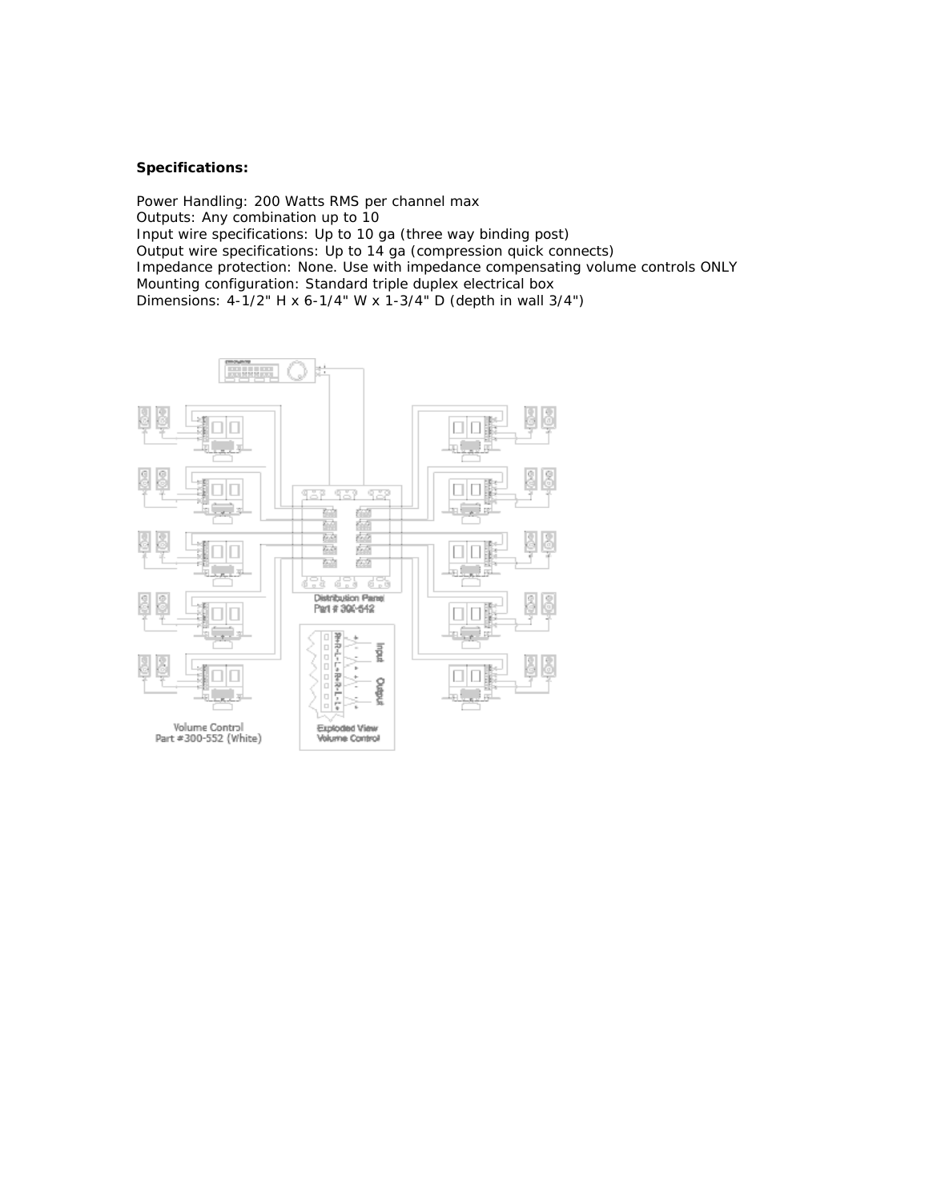**Specifications:**

Power Handling: 200 Watts RMS per channel max
Outputs: Any combination up to 10
Input wire specifications: Up to 10 ga (three way binding post)
Output wire specifications: Up to 14 ga (compression quick connects)
Impedance protection: None. Use with impedance compensating volume controls ONLY
Mounting configuration: Standard triple duplex electrical box
Dimensions: 4-1/2" H x 6-1/4" W x 1-3/4" D (depth in wall 3/4")

Distribution Panel
Part # 300-542

Volume Control
Part #300-552 (White)

Input
Output
Exploded View
Volume Control